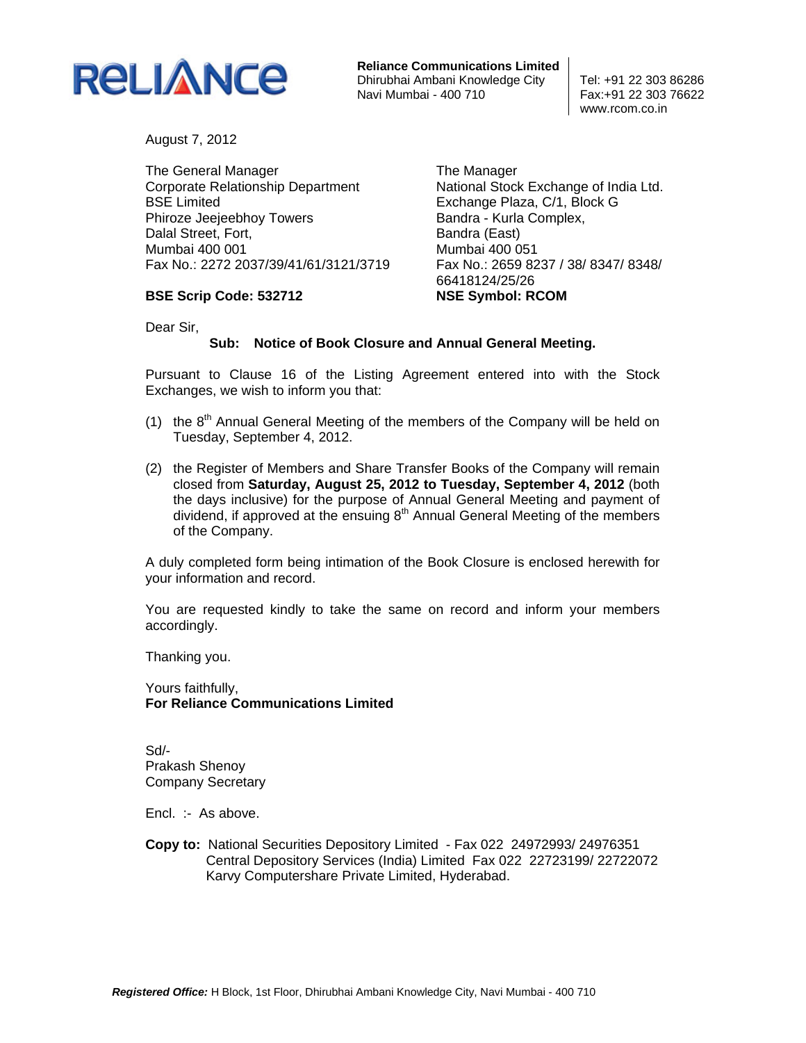**RELIANCE**

**Reliance Communications Limited**
Dhirubhai Ambani Knowledge City
Navi Mumbai - 400 710

Tel: +91 22 303 86286
Fax:+91 22 303 76622
www.rcom.co.in

August 7, 2012

The General Manager
Corporate Relationship Department
BSE Limited
Phiroze Jeejeebhoy Towers
Dalal Street, Fort,
Mumbai 400 001
Fax No.: 2272 2037/39/41/61/3121/3719

**BSE Scrip Code: 532712**

The Manager
National Stock Exchange of India Ltd.
Exchange Plaza, C/1, Block G
Bandra - Kurla Complex,
Bandra (East)
Mumbai 400 051
Fax No.: 2659 8237 / 38/ 8347/ 8348/ 66418124/25/26

**NSE Symbol: RCOM**

Dear Sir,

**Sub: Notice of Book Closure and Annual General Meeting.**

Pursuant to Clause 16 of the Listing Agreement entered into with the Stock Exchanges, we wish to inform you that:

(1) the 8th Annual General Meeting of the members of the Company will be held on Tuesday, September 4, 2012.

(2) the Register of Members and Share Transfer Books of the Company will remain closed from **Saturday, August 25, 2012 to Tuesday, September 4, 2012** (both the days inclusive) for the purpose of Annual General Meeting and payment of dividend, if approved at the ensuing 8th Annual General Meeting of the members of the Company.

A duly completed form being intimation of the Book Closure is enclosed herewith for your information and record.

You are requested kindly to take the same on record and inform your members accordingly.

Thanking you.

Yours faithfully,
**For Reliance Communications Limited**

Sd/-
Prakash Shenoy
Company Secretary

Encl. :- As above.

**Copy to:** National Securities Depository Limited - Fax 022 24972993/ 24976351
Central Depository Services (India) Limited Fax 022 22723199/ 22722072
Karvy Computershare Private Limited, Hyderabad.

***Registered Office:*** H Block, 1st Floor, Dhirubhai Ambani Knowledge City, Navi Mumbai - 400 710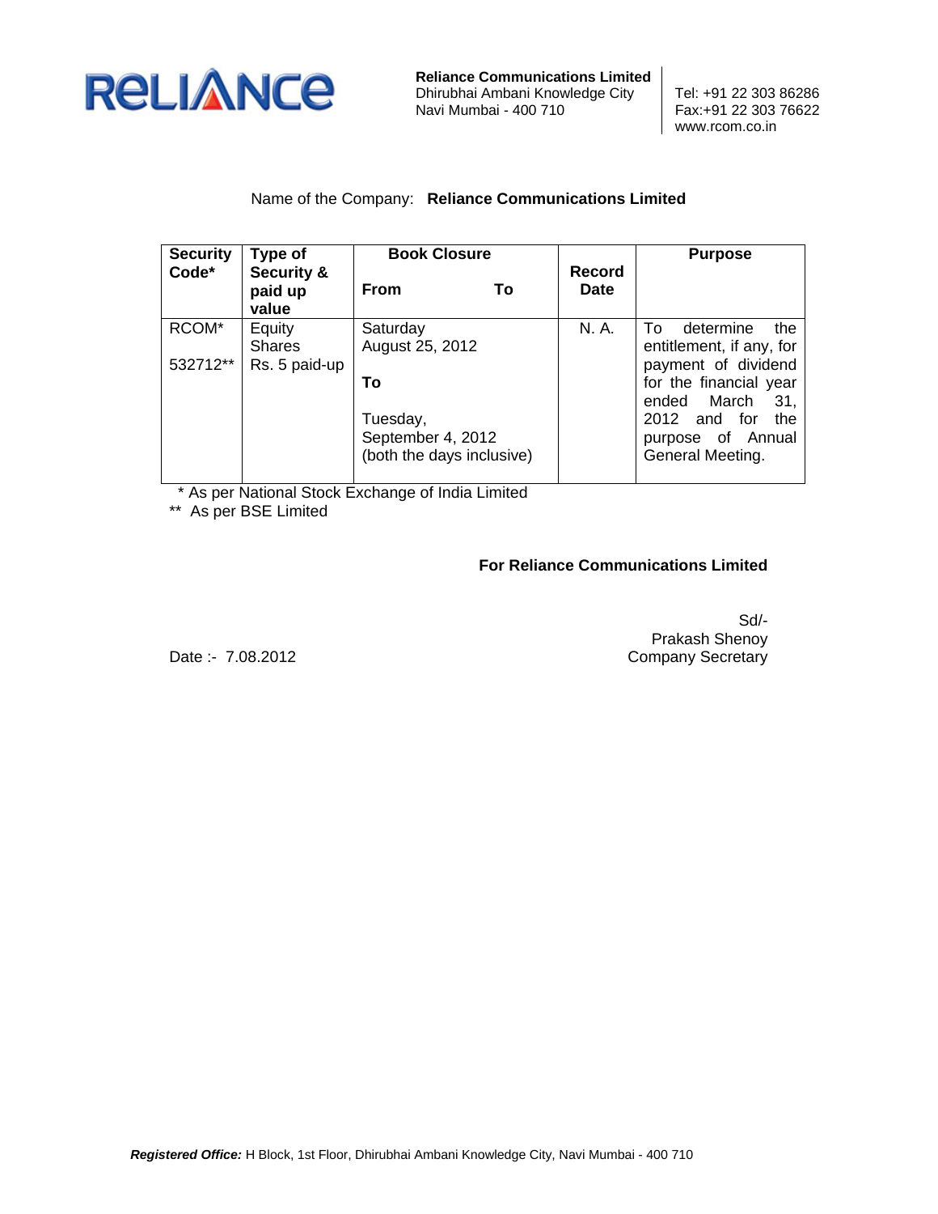**Reliance Communications Limited**
Dhirubhai Ambani Knowledge City
Navi Mumbai - 400 710

Tel: +91 22 303 86286
Fax:+91 22 303 76622
www.rcom.co.in

Name of the Company: **Reliance Communications Limited**

| Security Code* | Type of Security & paid up value | Book Closure From | To | Record Date | Purpose |
|---|---|---|---|---|---|
| RCOM*<br>532712** | Equity Shares<br>Rs. 5 paid-up | Saturday<br>August 25, 2012<br>**To**<br>Tuesday,<br>September 4, 2012<br>(both the days inclusive) | | N. A. | To determine the entitlement, if any, for payment of dividend for the financial year ended March 31, 2012 and for the purpose of Annual General Meeting. |

\* As per National Stock Exchange of India Limited
** As per BSE Limited

**For Reliance Communications Limited**

Sd/-
Prakash Shenoy
Company Secretary

Date :- 7.08.2012

***Registered Office:*** H Block, 1st Floor, Dhirubhai Ambani Knowledge City, Navi Mumbai - 400 710